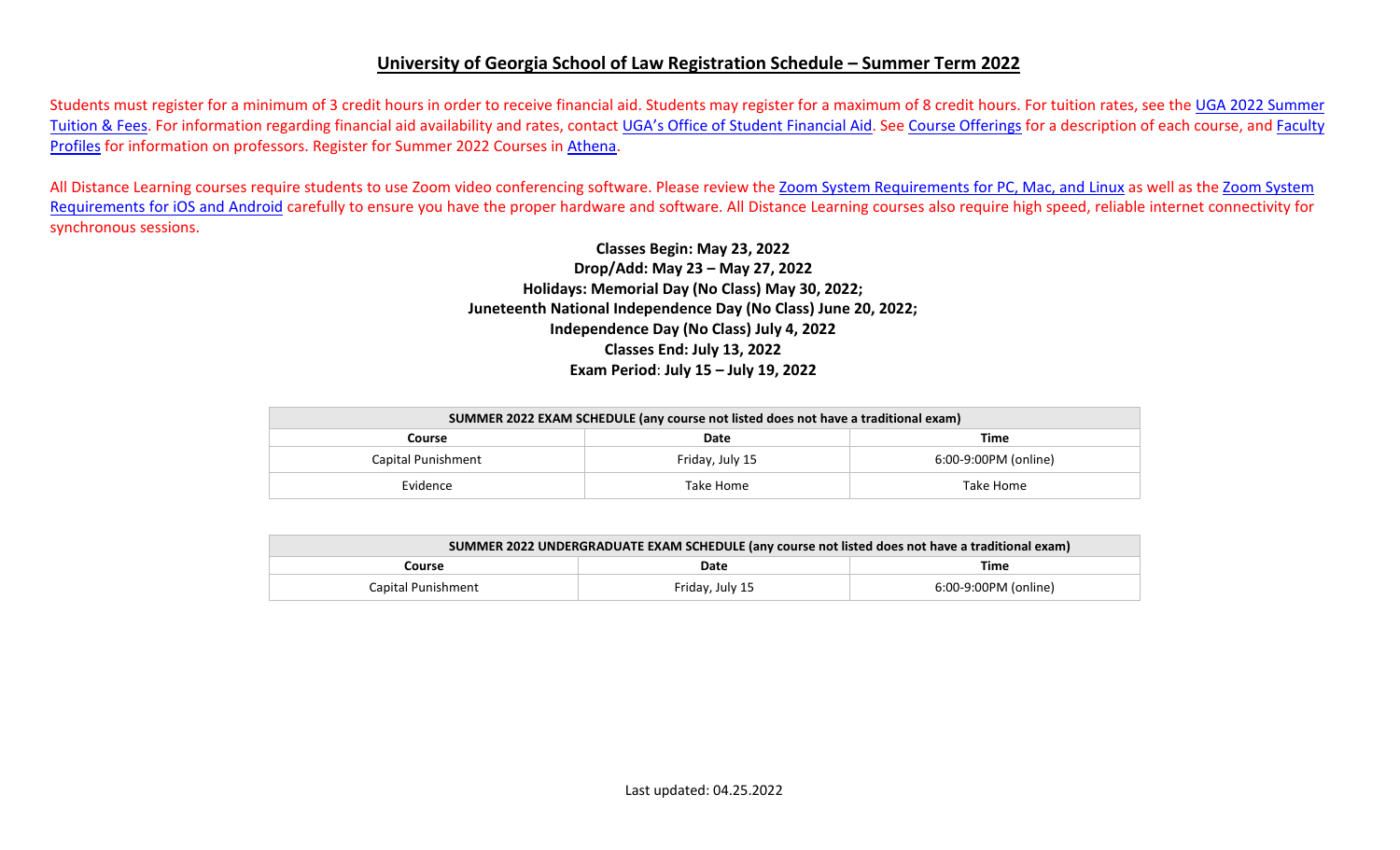# University of Georgia School of Law Registration Schedule – Summer Term 2022

Students must register for a minimum of 3 credit hours in order to receive financial aid. Students may register for a maximum of 8 credit hours. For tuition rates, see the UGA 2022 Summer Tuition & Fees. For information regarding financial aid availability and rates, contact UGA's Office of Student Financial Aid. See Course Offerings for a description of each course, and Faculty Profiles for information on professors. Register for Summer 2022 Courses in Athena.

All Distance Learning courses require students to use Zoom video conferencing software. Please review the Zoom System Requirements for PC, Mac, and Linux as well as the Zoom System Requirements for iOS and Android carefully to ensure you have the proper hardware and software. All Distance Learning courses also require high speed, reliable internet connectivity for synchronous sessions.

**Classes Begin: May 23, 2022**
**Drop/Add: May 23 – May 27, 2022**
**Holidays: Memorial Day (No Class) May 30, 2022;**
**Juneteenth National Independence Day (No Class) June 20, 2022;**
**Independence Day (No Class) July 4, 2022**
**Classes End: July 13, 2022**
**Exam Period: July 15 – July 19, 2022**

| SUMMER 2022 EXAM SCHEDULE (any course not listed does not have a traditional exam) | | |
|---|---|---|
| **Course** | **Date** | **Time** |
| Capital Punishment | Friday, July 15 | 6:00-9:00PM (online) |
| Evidence | Take Home | Take Home |

| SUMMER 2022 UNDERGRADUATE EXAM SCHEDULE (any course not listed does not have a traditional exam) | | |
|---|---|---|
| **Course** | **Date** | **Time** |
| Capital Punishment | Friday, July 15 | 6:00-9:00PM (online) |

Last updated: 04.25.2022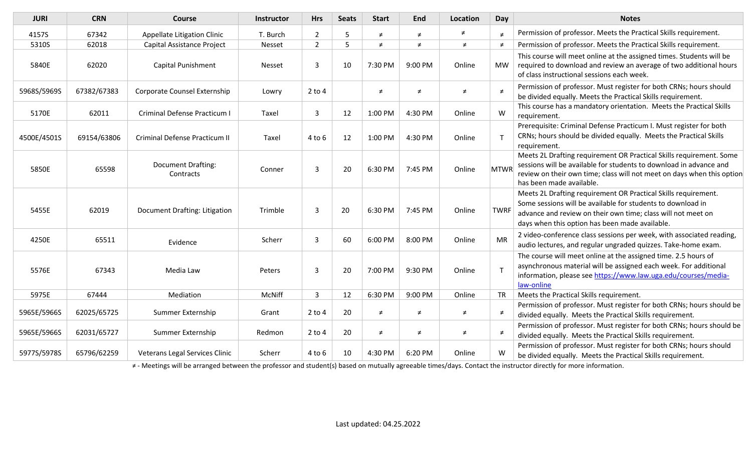| JURI | CRN | Course | Instructor | Hrs | Seats | Start | End | Location | Day | Notes |
|---|---|---|---|---|---|---|---|---|---|---|
| 4157S | 67342 | Appellate Litigation Clinic | T. Burch | 2 | 5 | ≠ | ≠ | ≠ | ≠ | Permission of professor. Meets the Practical Skills requirement. |
| 5310S | 62018 | Capital Assistance Project | Nesset | 2 | 5 | ≠ | ≠ | ≠ | ≠ | Permission of professor. Meets the Practical Skills requirement. |
| 5840E | 62020 | Capital Punishment | Nesset | 3 | 10 | 7:30 PM | 9:00 PM | Online | MW | This course will meet online at the assigned times. Students will be required to download and review an average of two additional hours of class instructional sessions each week. |
| 5968S/5969S | 67382/67383 | Corporate Counsel Externship | Lowry | 2 to 4 | | ≠ | ≠ | ≠ | ≠ | Permission of professor. Must register for both CRNs; hours should be divided equally. Meets the Practical Skills requirement. |
| 5170E | 62011 | Criminal Defense Practicum I | Taxel | 3 | 12 | 1:00 PM | 4:30 PM | Online | W | This course has a mandatory orientation. Meets the Practical Skills requirement. |
| 4500E/4501S | 69154/63806 | Criminal Defense Practicum II | Taxel | 4 to 6 | 12 | 1:00 PM | 4:30 PM | Online | T | Prerequisite: Criminal Defense Practicum I. Must register for both CRNs; hours should be divided equally. Meets the Practical Skills requirement. |
| 5850E | 65598 | Document Drafting: Contracts | Conner | 3 | 20 | 6:30 PM | 7:45 PM | Online | MTWR | Meets 2L Drafting requirement OR Practical Skills requirement. Some sessions will be available for students to download in advance and review on their own time; class will not meet on days when this option has been made available. |
| 5455E | 62019 | Document Drafting: Litigation | Trimble | 3 | 20 | 6:30 PM | 7:45 PM | Online | TWRF | Meets 2L Drafting requirement OR Practical Skills requirement. Some sessions will be available for students to download in advance and review on their own time; class will not meet on days when this option has been made available. |
| 4250E | 65511 | Evidence | Scherr | 3 | 60 | 6:00 PM | 8:00 PM | Online | MR | 2 video-conference class sessions per week, with associated reading, audio lectures, and regular ungraded quizzes. Take-home exam. |
| 5576E | 67343 | Media Law | Peters | 3 | 20 | 7:00 PM | 9:30 PM | Online | T | The course will meet online at the assigned time. 2.5 hours of asynchronous material will be assigned each week. For additional information, please see [https://www.law.uga.edu/courses/media-law-online](https://www.law.uga.edu/courses/media-law-online) |
| 5975E | 67444 | Mediation | McNiff | 3 | 12 | 6:30 PM | 9:00 PM | Online | TR | Meets the Practical Skills requirement. |
| 5965E/5966S | 62025/65725 | Summer Externship | Grant | 2 to 4 | 20 | ≠ | ≠ | ≠ | ≠ | Permission of professor. Must register for both CRNs; hours should be divided equally. Meets the Practical Skills requirement. |
| 5965E/5966S | 62031/65727 | Summer Externship | Redmon | 2 to 4 | 20 | ≠ | ≠ | ≠ | ≠ | Permission of professor. Must register for both CRNs; hours should be divided equally. Meets the Practical Skills requirement. |
| 5977S/5978S | 65796/62259 | Veterans Legal Services Clinic | Scherr | 4 to 6 | 10 | 4:30 PM | 6:20 PM | Online | W | Permission of professor. Must register for both CRNs; hours should be divided equally. Meets the Practical Skills requirement. |

≠ - Meetings will be arranged between the professor and student(s) based on mutually agreeable times/days. Contact the instructor directly for more information.

Last updated: 04.25.2022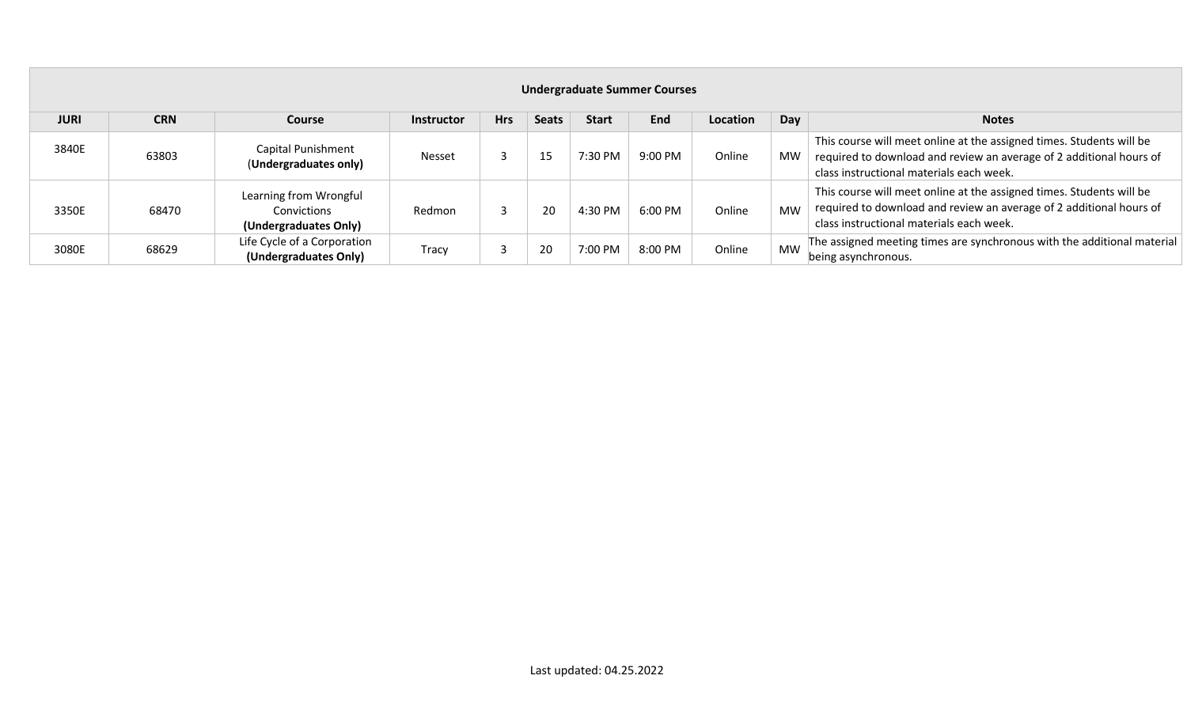| Undergraduate Summer Courses | | | | | | | | | | |
|---|---|---|---|---|---|---|---|---|---|---|
| **JURI** | **CRN** | **Course** | **Instructor** | **Hrs** | **Seats** | **Start** | **End** | **Location** | **Day** | **Notes** |
| 3840E | 63803 | Capital Punishment (**Undergraduates only)** | Nesset | 3 | 15 | 7:30 PM | 9:00 PM | Online | MW | This course will meet online at the assigned times. Students will be required to download and review an average of 2 additional hours of class instructional materials each week. |
| 3350E | 68470 | Learning from Wrongful Convictions **(Undergraduates Only)** | Redmon | 3 | 20 | 4:30 PM | 6:00 PM | Online | MW | This course will meet online at the assigned times. Students will be required to download and review an average of 2 additional hours of class instructional materials each week. |
| 3080E | 68629 | Life Cycle of a Corporation **(Undergraduates Only)** | Tracy | 3 | 20 | 7:00 PM | 8:00 PM | Online | MW | The assigned meeting times are synchronous with the additional material being asynchronous. |

Last updated: 04.25.2022